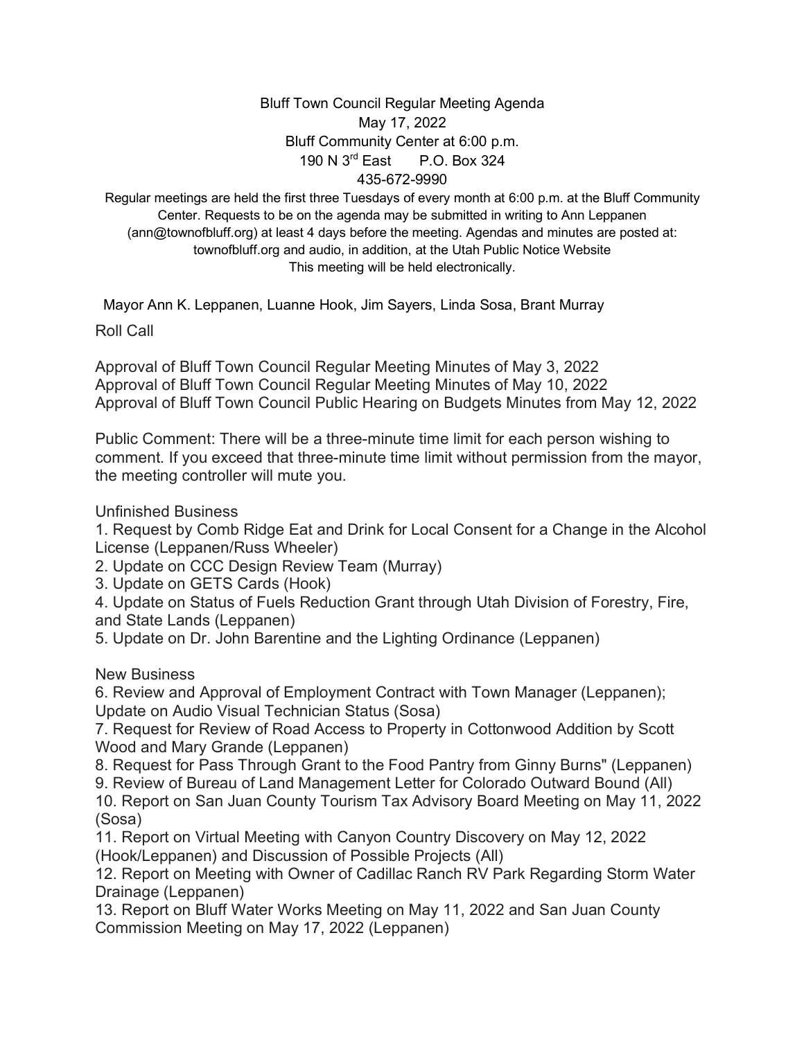# Bluff Town Council Regular Meeting Agenda

May 17, 2022

Bluff Community Center at 6:00 p.m.

190 N 3rd East P.O. Box 324

435-672-9990

Regular meetings are held the first three Tuesdays of every month at 6:00 p.m. at the Bluff Community Center. Requests to be on the agenda may be submitted in writing to Ann Leppanen (ann@townofbluff.org) at least 4 days before the meeting. Agendas and minutes are posted at: townofbluff.org and audio, in addition, at the Utah Public Notice Website

This meeting will be held electronically.

Mayor Ann K. Leppanen, Luanne Hook, Jim Sayers, Linda Sosa, Brant Murray

Roll Call

Approval of Bluff Town Council Regular Meeting Minutes of May 3, 2022
Approval of Bluff Town Council Regular Meeting Minutes of May 10, 2022
Approval of Bluff Town Council Public Hearing on Budgets Minutes from May 12, 2022

Public Comment: There will be a three-minute time limit for each person wishing to comment. If you exceed that three-minute time limit without permission from the mayor, the meeting controller will mute you.

Unfinished Business

1. Request by Comb Ridge Eat and Drink for Local Consent for a Change in the Alcohol License (Leppanen/Russ Wheeler)
2. Update on CCC Design Review Team (Murray)
3. Update on GETS Cards (Hook)
4. Update on Status of Fuels Reduction Grant through Utah Division of Forestry, Fire, and State Lands (Leppanen)
5. Update on Dr. John Barentine and the Lighting Ordinance (Leppanen)

New Business

6. Review and Approval of Employment Contract with Town Manager (Leppanen); Update on Audio Visual Technician Status (Sosa)
7. Request for Review of Road Access to Property in Cottonwood Addition by Scott Wood and Mary Grande (Leppanen)
8. Request for Pass Through Grant to the Food Pantry from Ginny Burns" (Leppanen)
9. Review of Bureau of Land Management Letter for Colorado Outward Bound (All)
10. Report on San Juan County Tourism Tax Advisory Board Meeting on May 11, 2022 (Sosa)
11. Report on Virtual Meeting with Canyon Country Discovery on May 12, 2022 (Hook/Leppanen) and Discussion of Possible Projects (All)
12. Report on Meeting with Owner of Cadillac Ranch RV Park Regarding Storm Water Drainage (Leppanen)
13. Report on Bluff Water Works Meeting on May 11, 2022 and San Juan County Commission Meeting on May 17, 2022 (Leppanen)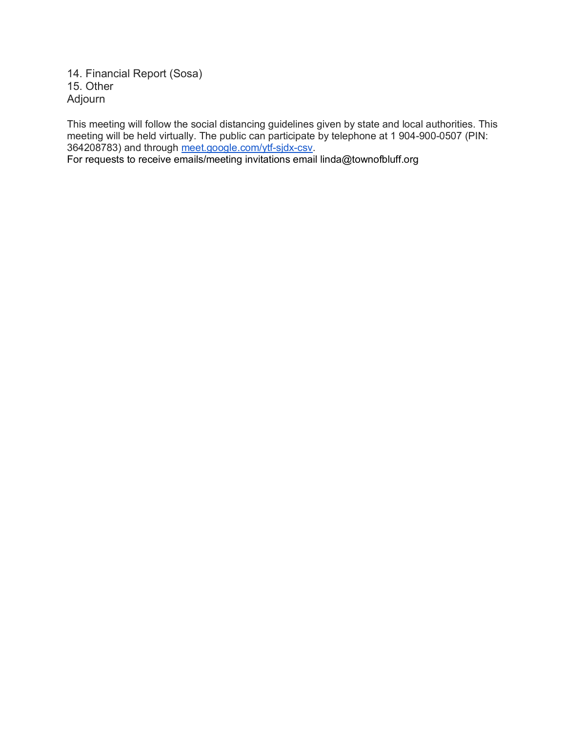14. Financial Report (Sosa)
15. Other
Adjourn

This meeting will follow the social distancing guidelines given by state and local authorities. This meeting will be held virtually. The public can participate by telephone at 1 904-900-0507 (PIN: 364208783) and through meet.google.com/ytf-sjdx-csv.
For requests to receive emails/meeting invitations email linda@townofbluff.org